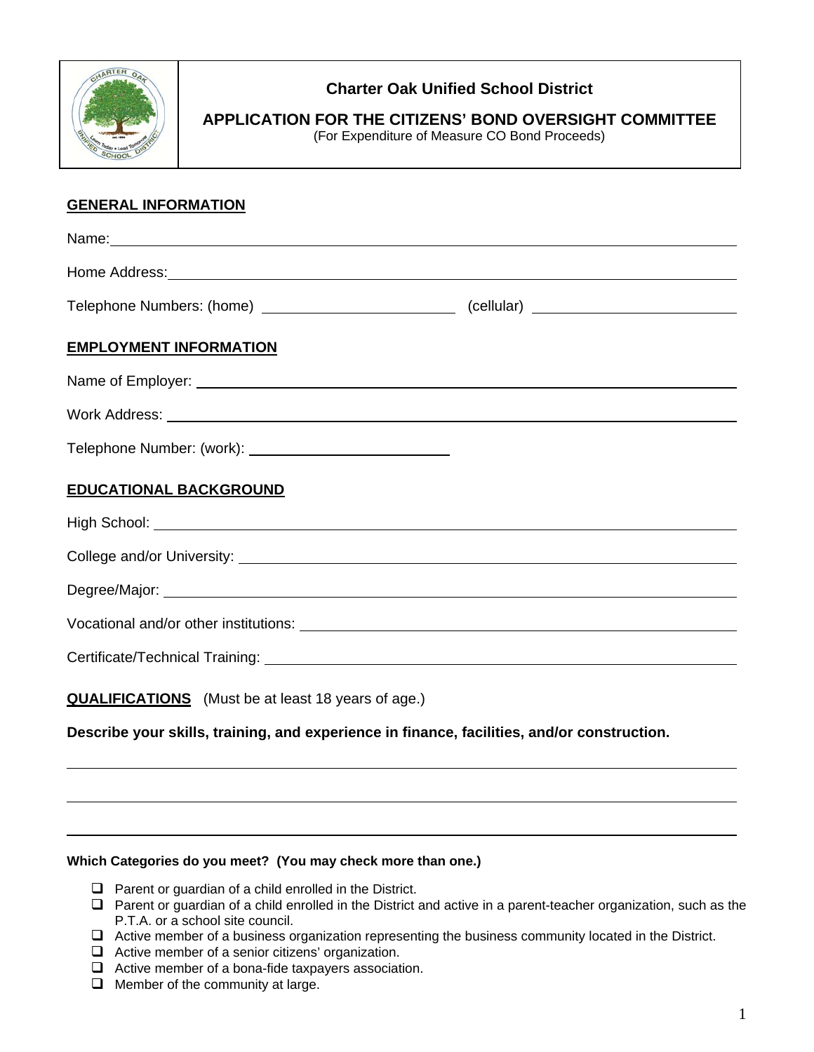# Charter Oak Unified School District

## APPLICATION FOR THE CITIZENS' BOND OVERSIGHT COMMITTEE

(For Expenditure of Measure CO Bond Proceeds)

**GENERAL INFORMATION**

Name: \_\_\_\_\_\_\_\_\_\_\_\_\_\_\_\_\_\_\_\_\_\_\_\_\_\_\_\_\_\_\_\_\_\_\_\_\_\_\_\_

Home Address: \_\_\_\_\_\_\_\_\_\_\_\_\_\_\_\_\_\_\_\_\_\_\_\_\_\_\_\_\_\_\_\_\_\_\_\_\_\_\_\_

Telephone Numbers: (home) \_\_\_\_\_\_\_\_\_\_\_\_\_\_\_\_\_\_\_\_ (cellular) \_\_\_\_\_\_\_\_\_\_\_\_\_\_\_\_\_\_\_\_

**EMPLOYMENT INFORMATION**

Name of Employer: \_\_\_\_\_\_\_\_\_\_\_\_\_\_\_\_\_\_\_\_\_\_\_\_\_\_\_\_\_\_\_\_\_\_\_\_\_\_\_\_

Work Address: \_\_\_\_\_\_\_\_\_\_\_\_\_\_\_\_\_\_\_\_\_\_\_\_\_\_\_\_\_\_\_\_\_\_\_\_\_\_\_\_

Telephone Number: (work): \_\_\_\_\_\_\_\_\_\_\_\_\_\_\_\_\_\_\_\_

**EDUCATIONAL BACKGROUND**

High School: \_\_\_\_\_\_\_\_\_\_\_\_\_\_\_\_\_\_\_\_\_\_\_\_\_\_\_\_\_\_\_\_\_\_\_\_\_\_\_\_

College and/or University: \_\_\_\_\_\_\_\_\_\_\_\_\_\_\_\_\_\_\_\_\_\_\_\_\_\_\_\_\_\_\_\_\_\_\_\_\_\_\_\_

Degree/Major: \_\_\_\_\_\_\_\_\_\_\_\_\_\_\_\_\_\_\_\_\_\_\_\_\_\_\_\_\_\_\_\_\_\_\_\_\_\_\_\_

Vocational and/or other institutions: \_\_\_\_\_\_\_\_\_\_\_\_\_\_\_\_\_\_\_\_\_\_\_\_\_\_\_\_\_\_\_\_\_\_\_\_\_\_\_\_

Certificate/Technical Training: \_\_\_\_\_\_\_\_\_\_\_\_\_\_\_\_\_\_\_\_\_\_\_\_\_\_\_\_\_\_\_\_\_\_\_\_\_\_\_\_

**QUALIFICATIONS** (Must be at least 18 years of age.)

**Describe your skills, training, and experience in finance, facilities, and/or construction.**

\_\_\_\_\_\_\_\_\_\_\_\_\_\_\_\_\_\_\_\_\_\_\_\_\_\_\_\_\_\_\_\_\_\_\_\_\_\_\_\_

\_\_\_\_\_\_\_\_\_\_\_\_\_\_\_\_\_\_\_\_\_\_\_\_\_\_\_\_\_\_\_\_\_\_\_\_\_\_\_\_

\_\_\_\_\_\_\_\_\_\_\_\_\_\_\_\_\_\_\_\_\_\_\_\_\_\_\_\_\_\_\_\_\_\_\_\_\_\_\_\_

**Which Categories do you meet? (You may check more than one.)**

- ☐ Parent or guardian of a child enrolled in the District.
- ☐ Parent or guardian of a child enrolled in the District and active in a parent-teacher organization, such as the P.T.A. or a school site council.
- ☐ Active member of a business organization representing the business community located in the District.
- ☐ Active member of a senior citizens' organization.
- ☐ Active member of a bona-fide taxpayers association.
- ☐ Member of the community at large.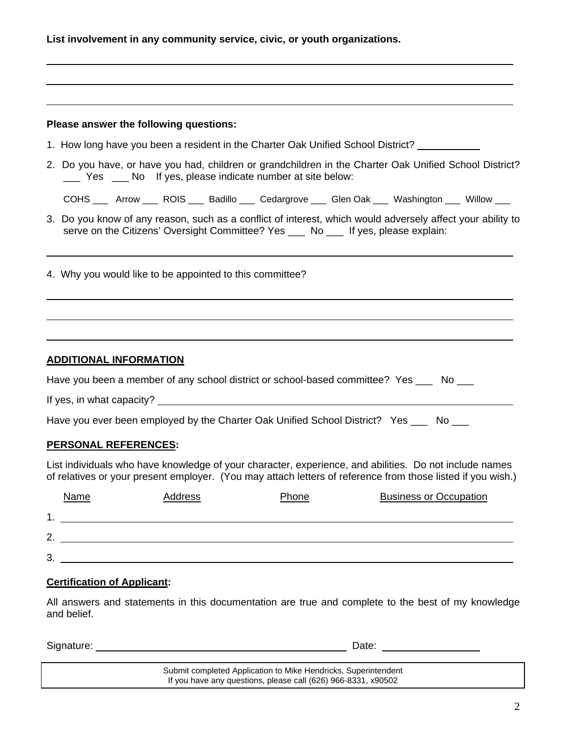**List involvement in any community service, civic, or youth organizations.**

______________________________________________________________________

______________________________________________________________________

______________________________________________________________________

**Please answer the following questions:**

1. How long have you been a resident in the Charter Oak Unified School District? ___________
2. Do you have, or have you had, children or grandchildren in the Charter Oak Unified School District? ___ Yes ___ No If yes, please indicate number at site below:

   COHS ___ Arrow ___ ROIS ___ Badillo ___ Cedargrove ___ Glen Oak ___ Washington ___ Willow ___
3. Do you know of any reason, such as a conflict of interest, which would adversely affect your ability to serve on the Citizens' Oversight Committee? Yes ___ No ___ If yes, please explain:

______________________________________________________________________

4. Why you would like to be appointed to this committee?

______________________________________________________________________

______________________________________________________________________

______________________________________________________________________

## ADDITIONAL INFORMATION

Have you been a member of any school district or school-based committee? Yes ___ No ___

If yes, in what capacity? ______________________________________________

Have you ever been employed by the Charter Oak Unified School District? Yes ___ No ___

## PERSONAL REFERENCES:

List individuals who have knowledge of your character, experience, and abilities. Do not include names of relatives or your present employer. (You may attach letters of reference from those listed if you wish.)

| | Name | Address | Phone | Business or Occupation |
|---|---|---|---|---|
| 1. | | | | |
| 2. | | | | |
| 3. | | | | |

## Certification of Applicant:

All answers and statements in this documentation are true and complete to the best of my knowledge and belief.

Signature: ______________________________ Date: ________________

Submit completed Application to Mike Hendricks, Superintendent
If you have any questions, please call (626) 966-8331, x90502